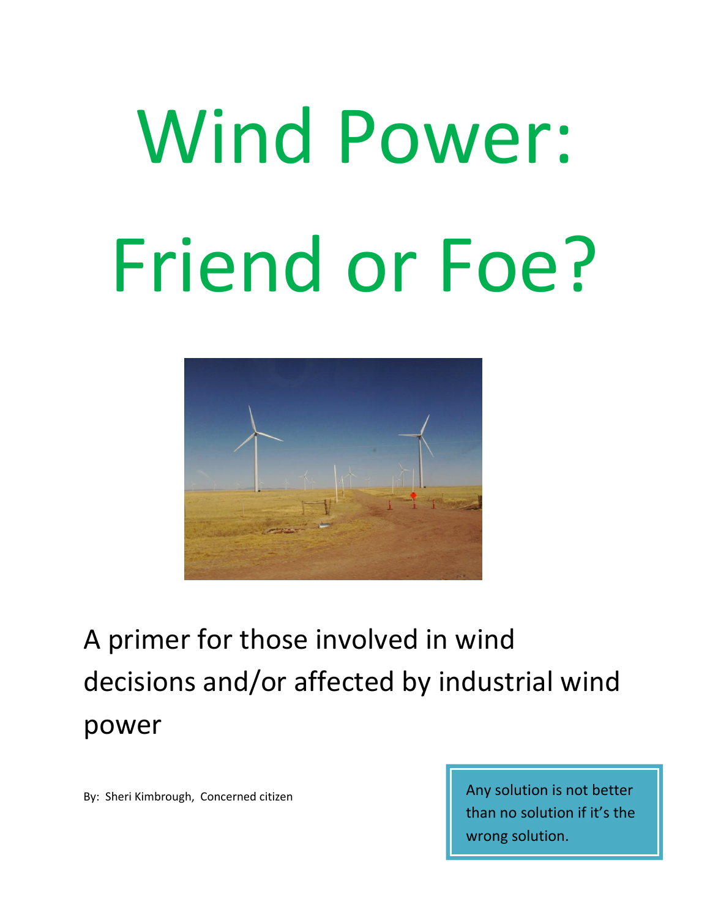# Wind Power: Friend or Foe?

A primer for those involved in wind decisions and/or affected by industrial wind power

By: Sheri Kimbrough, Concerned citizen

> Any solution is not better than no solution if it's the wrong solution.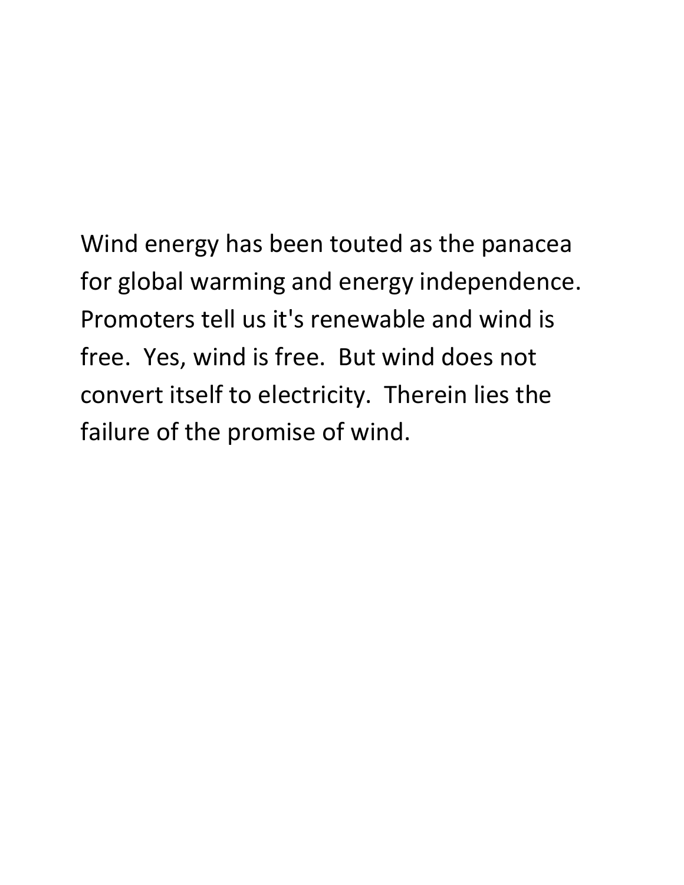Wind energy has been touted as the panacea for global warming and energy independence. Promoters tell us it's renewable and wind is free. Yes, wind is free. But wind does not convert itself to electricity. Therein lies the failure of the promise of wind.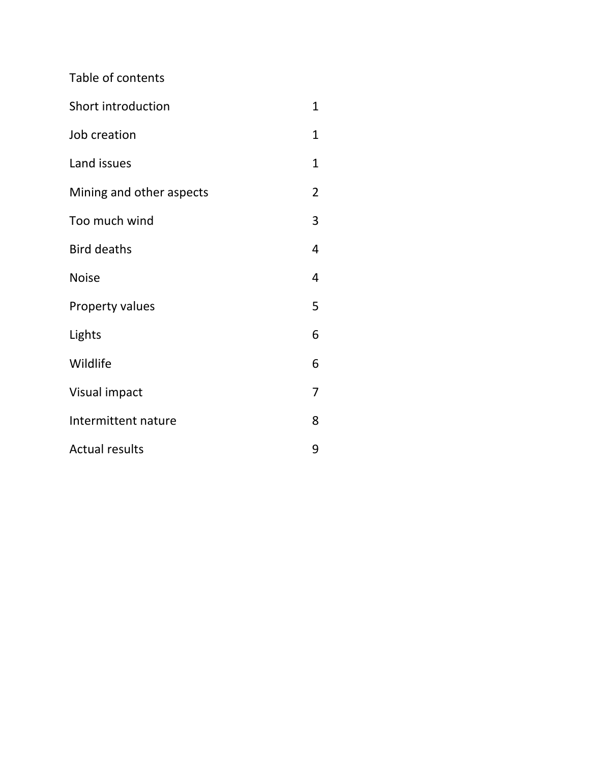# Table of contents

| | |
|---|---|
| Short introduction | 1 |
| Job creation | 1 |
| Land issues | 1 |
| Mining and other aspects | 2 |
| Too much wind | 3 |
| Bird deaths | 4 |
| Noise | 4 |
| Property values | 5 |
| Lights | 6 |
| Wildlife | 6 |
| Visual impact | 7 |
| Intermittent nature | 8 |
| Actual results | 9 |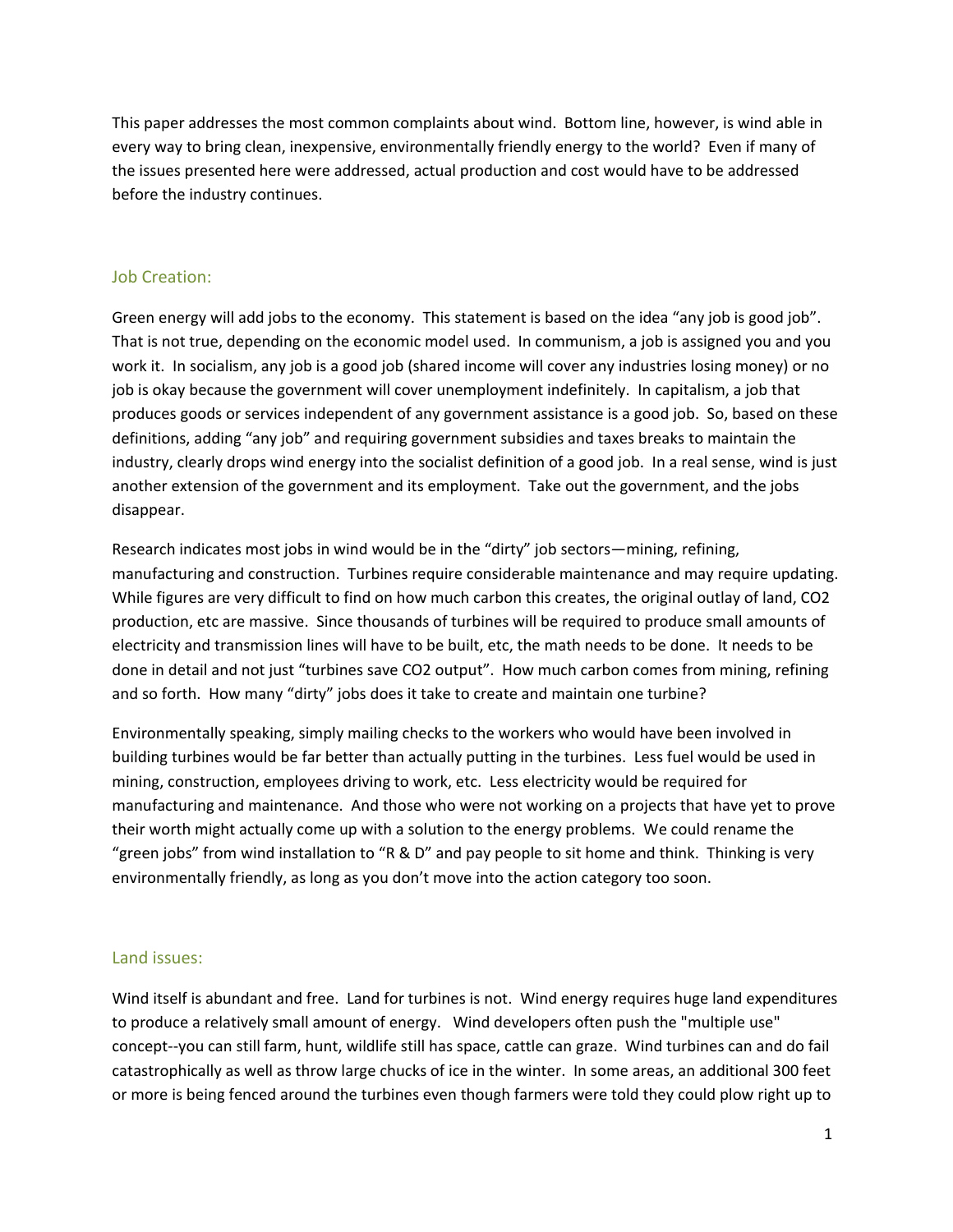This paper addresses the most common complaints about wind. Bottom line, however, is wind able in every way to bring clean, inexpensive, environmentally friendly energy to the world? Even if many of the issues presented here were addressed, actual production and cost would have to be addressed before the industry continues.

## Job Creation:

Green energy will add jobs to the economy. This statement is based on the idea "any job is good job". That is not true, depending on the economic model used. In communism, a job is assigned you and you work it. In socialism, any job is a good job (shared income will cover any industries losing money) or no job is okay because the government will cover unemployment indefinitely. In capitalism, a job that produces goods or services independent of any government assistance is a good job. So, based on these definitions, adding "any job" and requiring government subsidies and taxes breaks to maintain the industry, clearly drops wind energy into the socialist definition of a good job. In a real sense, wind is just another extension of the government and its employment. Take out the government, and the jobs disappear.

Research indicates most jobs in wind would be in the "dirty" job sectors—mining, refining, manufacturing and construction. Turbines require considerable maintenance and may require updating. While figures are very difficult to find on how much carbon this creates, the original outlay of land, $CO_2$ production, etc are massive. Since thousands of turbines will be required to produce small amounts of electricity and transmission lines will have to be built, etc, the math needs to be done. It needs to be done in detail and not just "turbines save $CO_2$ output". How much carbon comes from mining, refining and so forth. How many "dirty" jobs does it take to create and maintain one turbine?

Environmentally speaking, simply mailing checks to the workers who would have been involved in building turbines would be far better than actually putting in the turbines. Less fuel would be used in mining, construction, employees driving to work, etc. Less electricity would be required for manufacturing and maintenance. And those who were not working on a projects that have yet to prove their worth might actually come up with a solution to the energy problems. We could rename the "green jobs" from wind installation to "R & D" and pay people to sit home and think. Thinking is very environmentally friendly, as long as you don't move into the action category too soon.

## Land issues:

Wind itself is abundant and free. Land for turbines is not. Wind energy requires huge land expenditures to produce a relatively small amount of energy. Wind developers often push the "multiple use" concept--you can still farm, hunt, wildlife still has space, cattle can graze. Wind turbines can and do fail catastrophically as well as throw large chucks of ice in the winter. In some areas, an additional 300 feet or more is being fenced around the turbines even though farmers were told they could plow right up to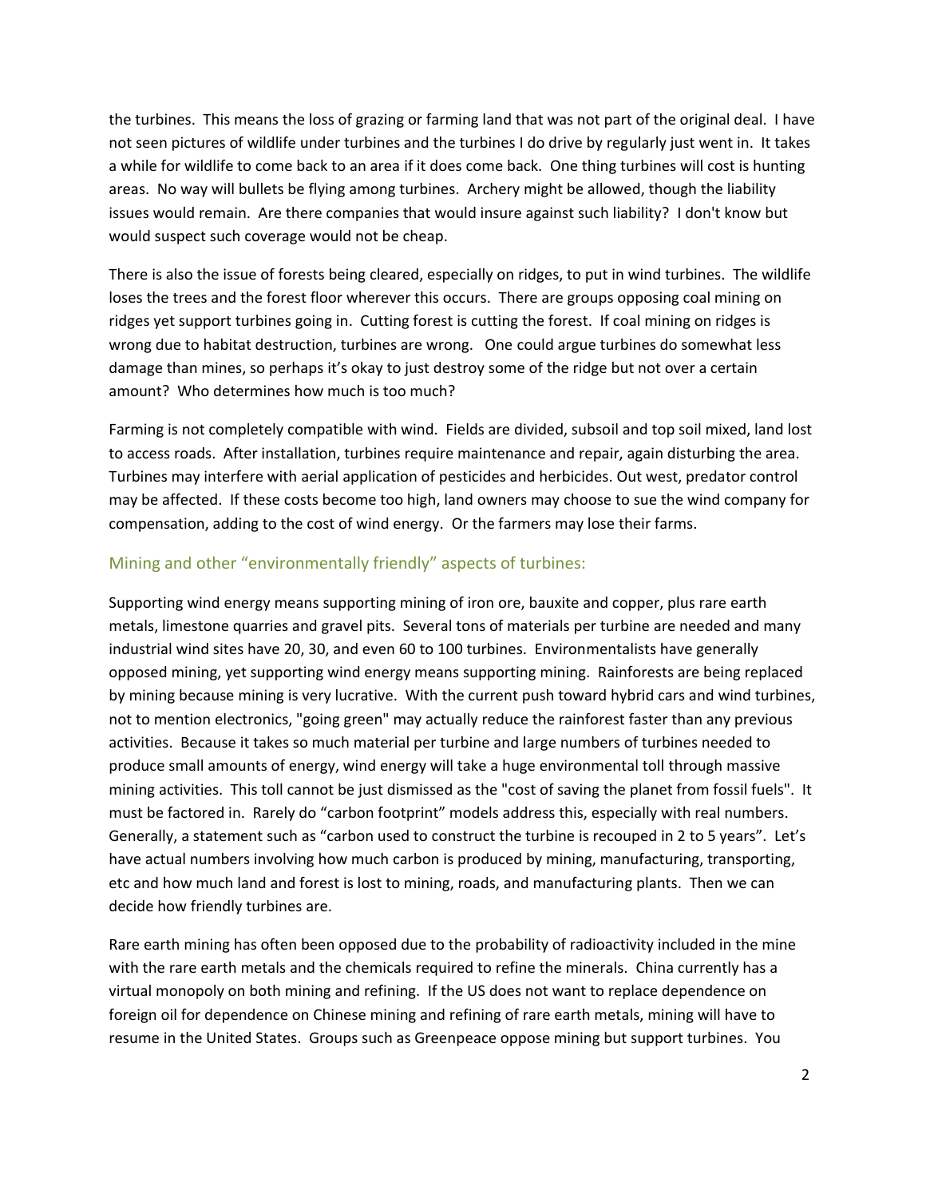the turbines. This means the loss of grazing or farming land that was not part of the original deal. I have not seen pictures of wildlife under turbines and the turbines I do drive by regularly just went in. It takes a while for wildlife to come back to an area if it does come back. One thing turbines will cost is hunting areas. No way will bullets be flying among turbines. Archery might be allowed, though the liability issues would remain. Are there companies that would insure against such liability? I don't know but would suspect such coverage would not be cheap.

There is also the issue of forests being cleared, especially on ridges, to put in wind turbines. The wildlife loses the trees and the forest floor wherever this occurs. There are groups opposing coal mining on ridges yet support turbines going in. Cutting forest is cutting the forest. If coal mining on ridges is wrong due to habitat destruction, turbines are wrong. One could argue turbines do somewhat less damage than mines, so perhaps it's okay to just destroy some of the ridge but not over a certain amount? Who determines how much is too much?

Farming is not completely compatible with wind. Fields are divided, subsoil and top soil mixed, land lost to access roads. After installation, turbines require maintenance and repair, again disturbing the area. Turbines may interfere with aerial application of pesticides and herbicides. Out west, predator control may be affected. If these costs become too high, land owners may choose to sue the wind company for compensation, adding to the cost of wind energy. Or the farmers may lose their farms.

## Mining and other "environmentally friendly" aspects of turbines:

Supporting wind energy means supporting mining of iron ore, bauxite and copper, plus rare earth metals, limestone quarries and gravel pits. Several tons of materials per turbine are needed and many industrial wind sites have 20, 30, and even 60 to 100 turbines. Environmentalists have generally opposed mining, yet supporting wind energy means supporting mining. Rainforests are being replaced by mining because mining is very lucrative. With the current push toward hybrid cars and wind turbines, not to mention electronics, "going green" may actually reduce the rainforest faster than any previous activities. Because it takes so much material per turbine and large numbers of turbines needed to produce small amounts of energy, wind energy will take a huge environmental toll through massive mining activities. This toll cannot be just dismissed as the "cost of saving the planet from fossil fuels". It must be factored in. Rarely do "carbon footprint" models address this, especially with real numbers. Generally, a statement such as "carbon used to construct the turbine is recouped in 2 to 5 years". Let's have actual numbers involving how much carbon is produced by mining, manufacturing, transporting, etc and how much land and forest is lost to mining, roads, and manufacturing plants. Then we can decide how friendly turbines are.

Rare earth mining has often been opposed due to the probability of radioactivity included in the mine with the rare earth metals and the chemicals required to refine the minerals. China currently has a virtual monopoly on both mining and refining. If the US does not want to replace dependence on foreign oil for dependence on Chinese mining and refining of rare earth metals, mining will have to resume in the United States. Groups such as Greenpeace oppose mining but support turbines. You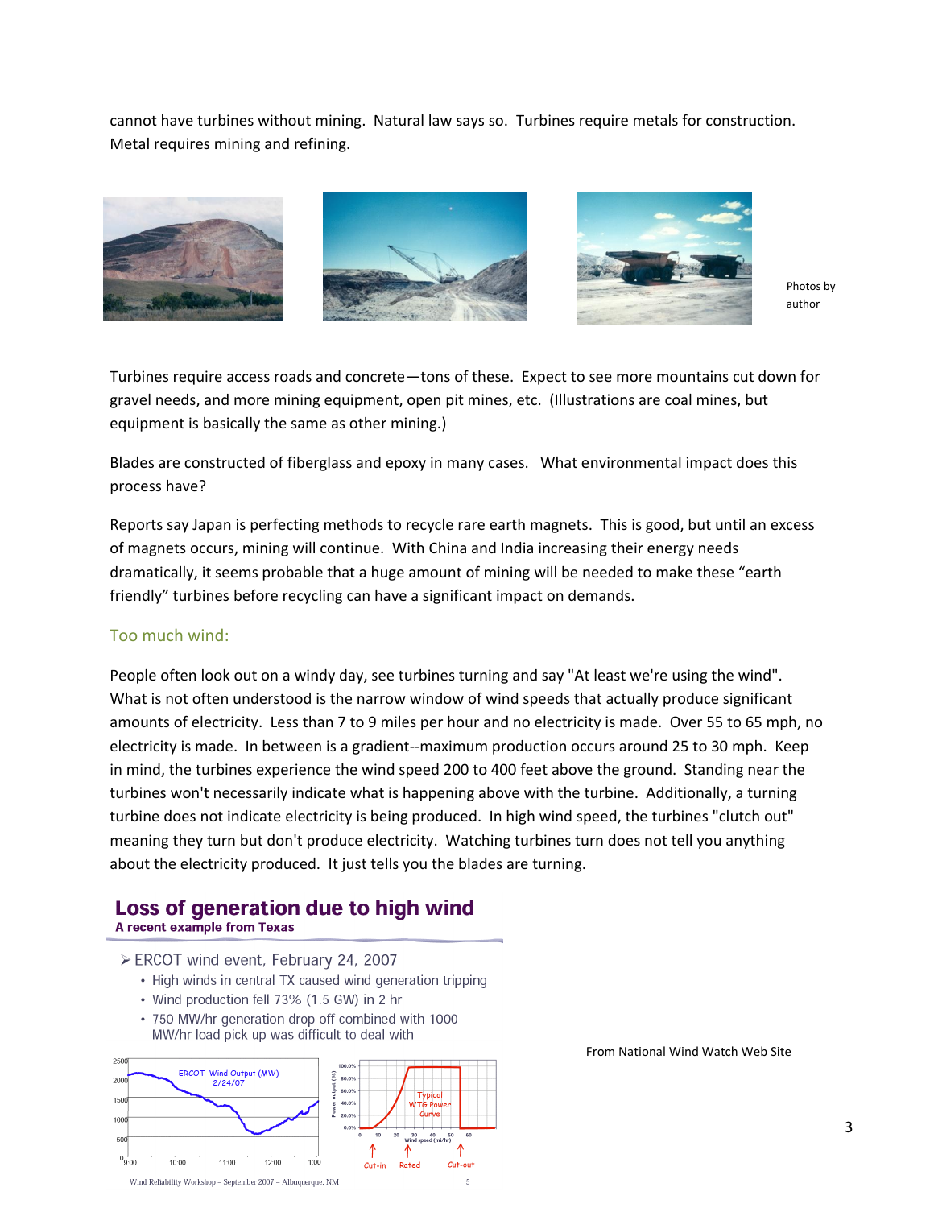cannot have turbines without mining. Natural law says so. Turbines require metals for construction. Metal requires mining and refining.

Photos by author

Turbines require access roads and concrete—tons of these. Expect to see more mountains cut down for gravel needs, and more mining equipment, open pit mines, etc. (Illustrations are coal mines, but equipment is basically the same as other mining.)

Blades are constructed of fiberglass and epoxy in many cases. What environmental impact does this process have?

Reports say Japan is perfecting methods to recycle rare earth magnets. This is good, but until an excess of magnets occurs, mining will continue. With China and India increasing their energy needs dramatically, it seems probable that a huge amount of mining will be needed to make these "earth friendly" turbines before recycling can have a significant impact on demands.

## Too much wind:

People often look out on a windy day, see turbines turning and say "At least we're using the wind". What is not often understood is the narrow window of wind speeds that actually produce significant amounts of electricity. Less than 7 to 9 miles per hour and no electricity is made. Over 55 to 65 mph, no electricity is made. In between is a gradient--maximum production occurs around 25 to 30 mph. Keep in mind, the turbines experience the wind speed 200 to 400 feet above the ground. Standing near the turbines won't necessarily indicate what is happening above with the turbine. Additionally, a turning turbine does not indicate electricity is being produced. In high wind speed, the turbines "clutch out" meaning they turn but don't produce electricity. Watching turbines turn does not tell you anything about the electricity produced. It just tells you the blades are turning.

**Loss of generation due to high wind**
**A recent example from Texas**

- ERCOT wind event, February 24, 2007
  - High winds in central TX caused wind generation tripping
  - Wind production fell 73% (1.5 GW) in 2 hr
  - 750 MW/hr generation drop off combined with 1000 MW/hr load pick up was difficult to deal with

Wind Reliability Workshop – September 2007 – Albuquerque, NM

From National Wind Watch Web Site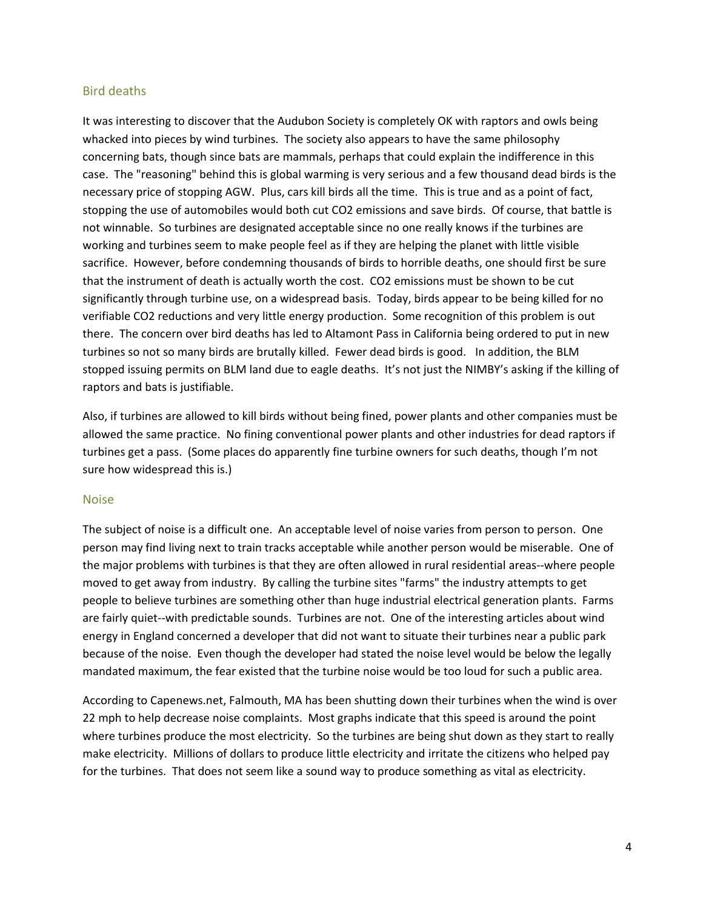## Bird deaths

It was interesting to discover that the Audubon Society is completely OK with raptors and owls being whacked into pieces by wind turbines. The society also appears to have the same philosophy concerning bats, though since bats are mammals, perhaps that could explain the indifference in this case. The "reasoning" behind this is global warming is very serious and a few thousand dead birds is the necessary price of stopping AGW. Plus, cars kill birds all the time. This is true and as a point of fact, stopping the use of automobiles would both cut $CO_2$ emissions and save birds. Of course, that battle is not winnable. So turbines are designated acceptable since no one really knows if the turbines are working and turbines seem to make people feel as if they are helping the planet with little visible sacrifice. However, before condemning thousands of birds to horrible deaths, one should first be sure that the instrument of death is actually worth the cost. $CO_2$ emissions must be shown to be cut significantly through turbine use, on a widespread basis. Today, birds appear to be being killed for no verifiable $CO_2$ reductions and very little energy production. Some recognition of this problem is out there. The concern over bird deaths has led to Altamont Pass in California being ordered to put in new turbines so not so many birds are brutally killed. Fewer dead birds is good. In addition, the BLM stopped issuing permits on BLM land due to eagle deaths. It's not just the NIMBY's asking if the killing of raptors and bats is justifiable.

Also, if turbines are allowed to kill birds without being fined, power plants and other companies must be allowed the same practice. No fining conventional power plants and other industries for dead raptors if turbines get a pass. (Some places do apparently fine turbine owners for such deaths, though I'm not sure how widespread this is.)

## Noise

The subject of noise is a difficult one. An acceptable level of noise varies from person to person. One person may find living next to train tracks acceptable while another person would be miserable. One of the major problems with turbines is that they are often allowed in rural residential areas--where people moved to get away from industry. By calling the turbine sites "farms" the industry attempts to get people to believe turbines are something other than huge industrial electrical generation plants. Farms are fairly quiet--with predictable sounds. Turbines are not. One of the interesting articles about wind energy in England concerned a developer that did not want to situate their turbines near a public park because of the noise. Even though the developer had stated the noise level would be below the legally mandated maximum, the fear existed that the turbine noise would be too loud for such a public area.

According to Capenews.net, Falmouth, MA has been shutting down their turbines when the wind is over 22 mph to help decrease noise complaints. Most graphs indicate that this speed is around the point where turbines produce the most electricity. So the turbines are being shut down as they start to really make electricity. Millions of dollars to produce little electricity and irritate the citizens who helped pay for the turbines. That does not seem like a sound way to produce something as vital as electricity.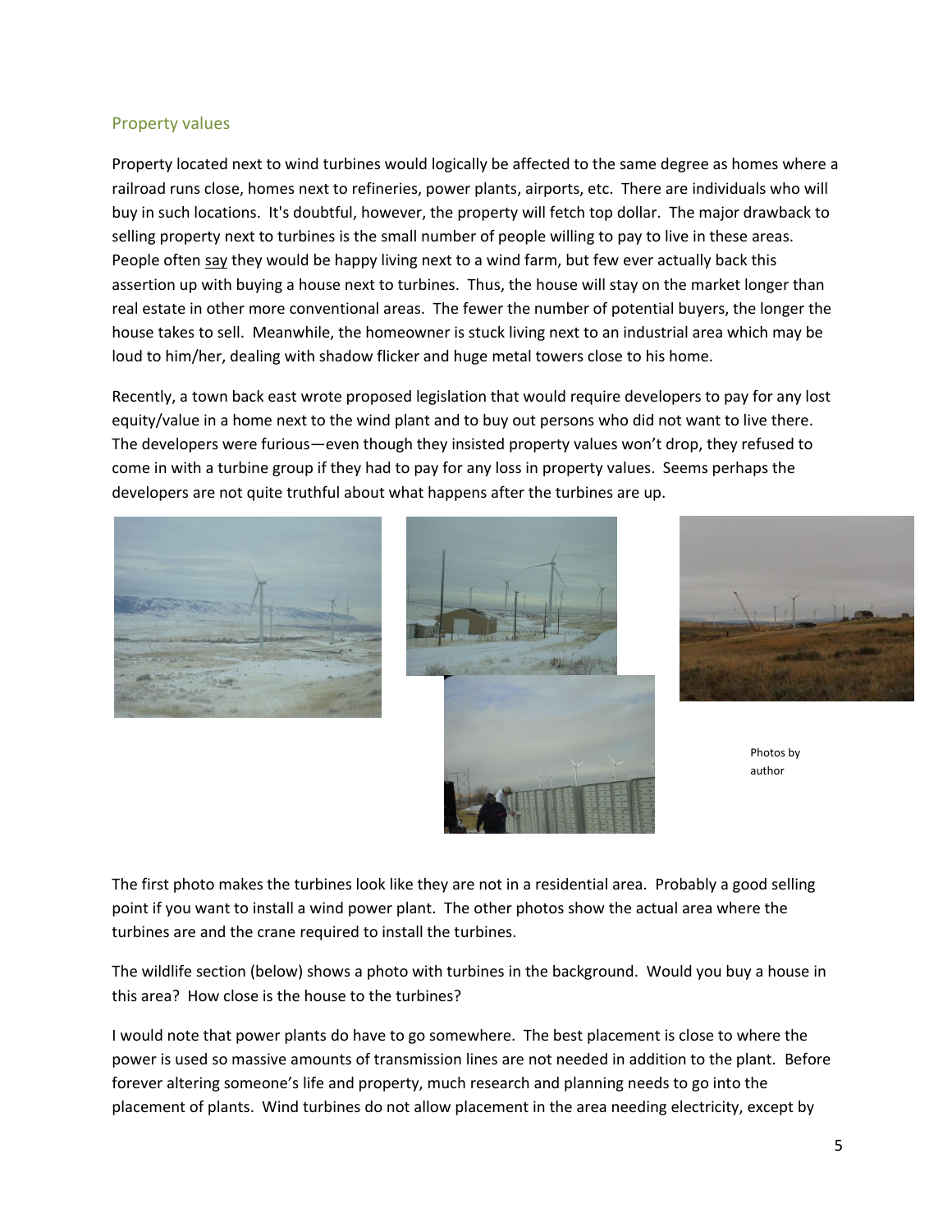## Property values

Property located next to wind turbines would logically be affected to the same degree as homes where a railroad runs close, homes next to refineries, power plants, airports, etc. There are individuals who will buy in such locations. It's doubtful, however, the property will fetch top dollar. The major drawback to selling property next to turbines is the small number of people willing to pay to live in these areas. People often say they would be happy living next to a wind farm, but few ever actually back this assertion up with buying a house next to turbines. Thus, the house will stay on the market longer than real estate in other more conventional areas. The fewer the number of potential buyers, the longer the house takes to sell. Meanwhile, the homeowner is stuck living next to an industrial area which may be loud to him/her, dealing with shadow flicker and huge metal towers close to his home.

Recently, a town back east wrote proposed legislation that would require developers to pay for any lost equity/value in a home next to the wind plant and to buy out persons who did not want to live there. The developers were furious—even though they insisted property values won't drop, they refused to come in with a turbine group if they had to pay for any loss in property values. Seems perhaps the developers are not quite truthful about what happens after the turbines are up.

Photos by author

The first photo makes the turbines look like they are not in a residential area. Probably a good selling point if you want to install a wind power plant. The other photos show the actual area where the turbines are and the crane required to install the turbines.

The wildlife section (below) shows a photo with turbines in the background. Would you buy a house in this area? How close is the house to the turbines?

I would note that power plants do have to go somewhere. The best placement is close to where the power is used so massive amounts of transmission lines are not needed in addition to the plant. Before forever altering someone's life and property, much research and planning needs to go into the placement of plants. Wind turbines do not allow placement in the area needing electricity, except by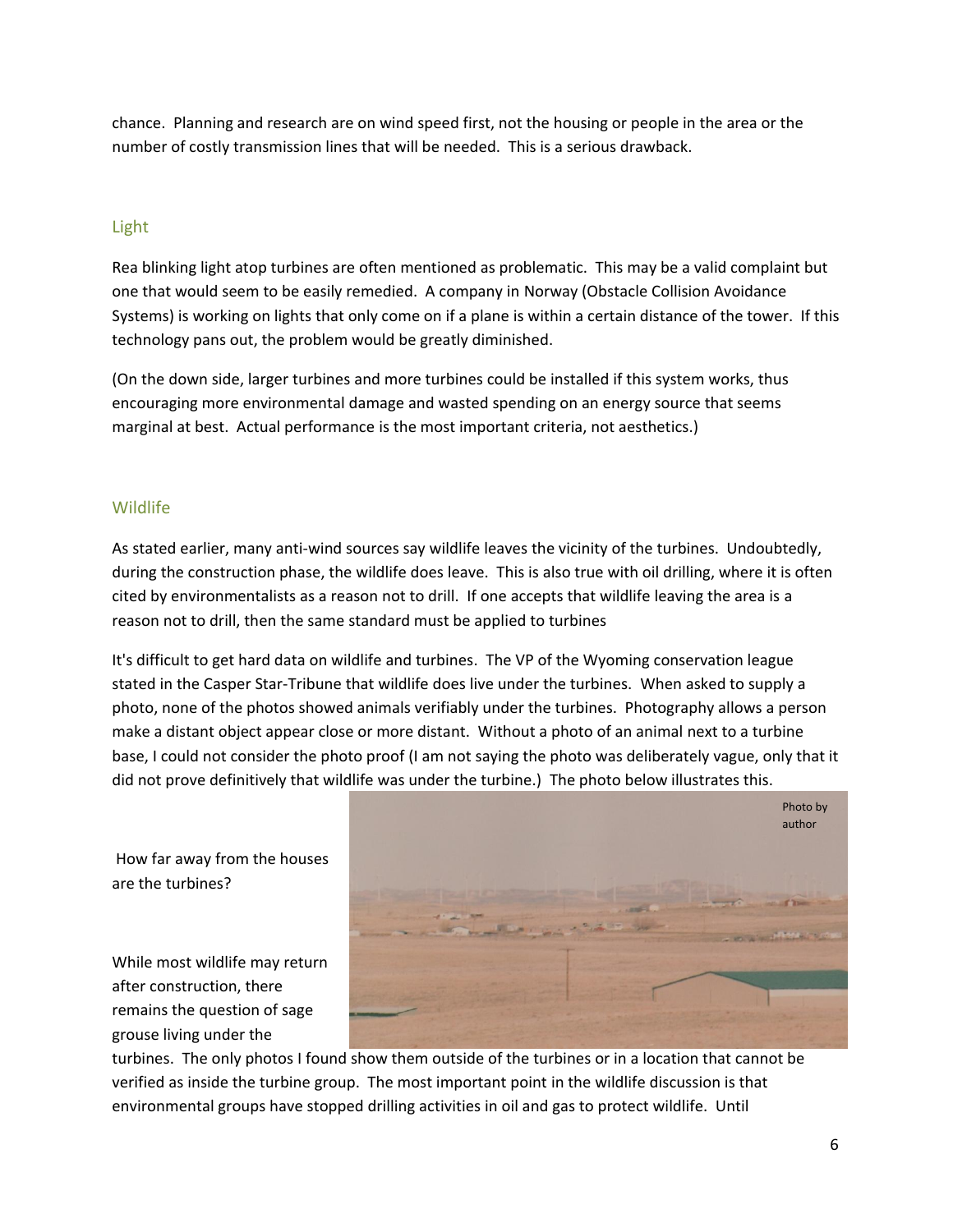chance. Planning and research are on wind speed first, not the housing or people in the area or the number of costly transmission lines that will be needed. This is a serious drawback.

## Light

Rea blinking light atop turbines are often mentioned as problematic. This may be a valid complaint but one that would seem to be easily remedied. A company in Norway (Obstacle Collision Avoidance Systems) is working on lights that only come on if a plane is within a certain distance of the tower. If this technology pans out, the problem would be greatly diminished.

(On the down side, larger turbines and more turbines could be installed if this system works, thus encouraging more environmental damage and wasted spending on an energy source that seems marginal at best. Actual performance is the most important criteria, not aesthetics.)

## Wildlife

As stated earlier, many anti-wind sources say wildlife leaves the vicinity of the turbines. Undoubtedly, during the construction phase, the wildlife does leave. This is also true with oil drilling, where it is often cited by environmentalists as a reason not to drill. If one accepts that wildlife leaving the area is a reason not to drill, then the same standard must be applied to turbines

It's difficult to get hard data on wildlife and turbines. The VP of the Wyoming conservation league stated in the Casper Star-Tribune that wildlife does live under the turbines. When asked to supply a photo, none of the photos showed animals verifiably under the turbines. Photography allows a person make a distant object appear close or more distant. Without a photo of an animal next to a turbine base, I could not consider the photo proof (I am not saying the photo was deliberately vague, only that it did not prove definitively that wildlife was under the turbine.) The photo below illustrates this.

Photo by author

How far away from the houses are the turbines?

While most wildlife may return after construction, there remains the question of sage grouse living under the turbines. The only photos I found show them outside of the turbines or in a location that cannot be verified as inside the turbine group. The most important point in the wildlife discussion is that environmental groups have stopped drilling activities in oil and gas to protect wildlife. Until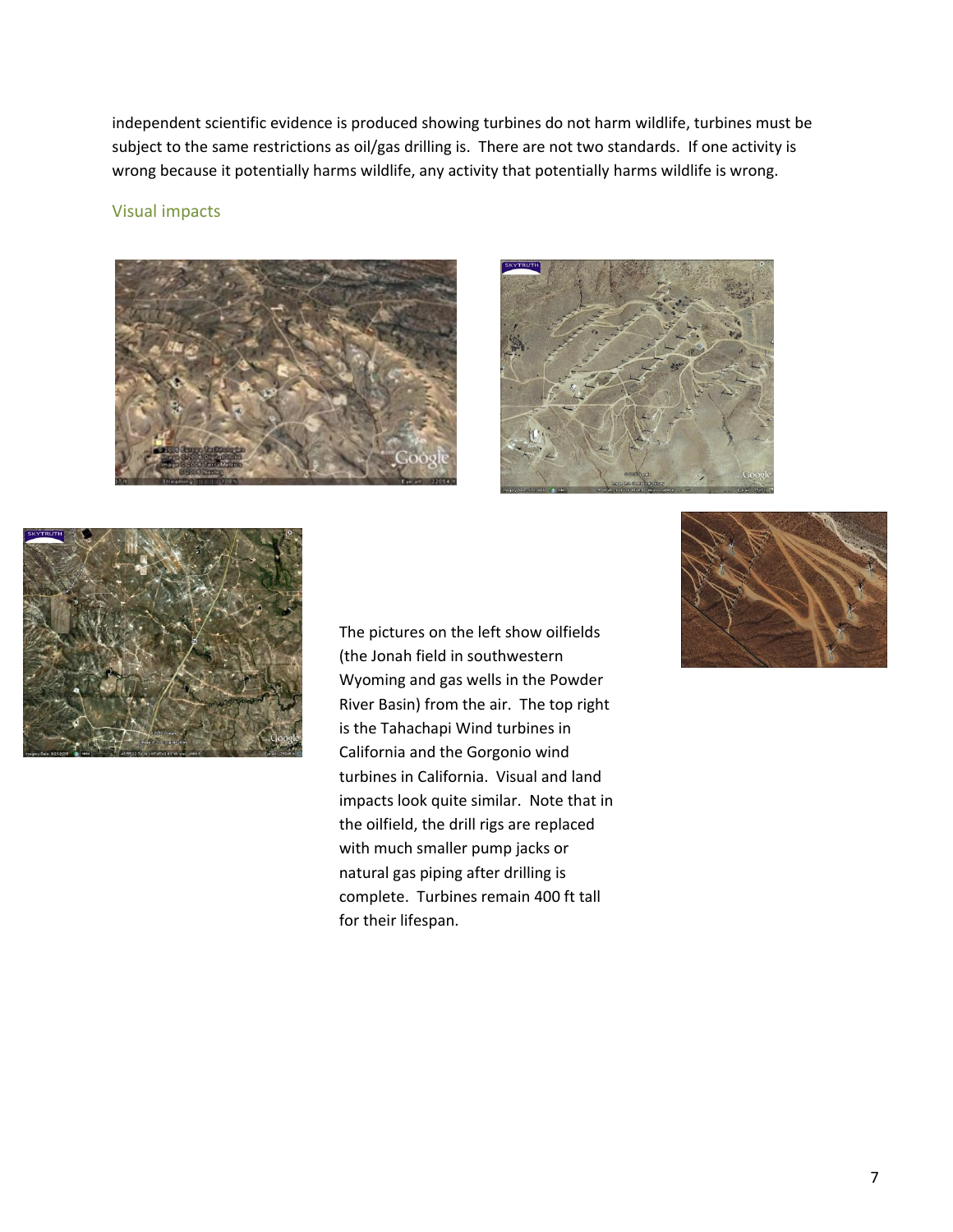independent scientific evidence is produced showing turbines do not harm wildlife, turbines must be subject to the same restrictions as oil/gas drilling is. There are not two standards. If one activity is wrong because it potentially harms wildlife, any activity that potentially harms wildlife is wrong.

## Visual impacts

The pictures on the left show oilfields (the Jonah field in southwestern Wyoming and gas wells in the Powder River Basin) from the air. The top right is the Tahachapi Wind turbines in California and the Gorgonio wind turbines in California. Visual and land impacts look quite similar. Note that in the oilfield, the drill rigs are replaced with much smaller pump jacks or natural gas piping after drilling is complete. Turbines remain 400 ft tall for their lifespan.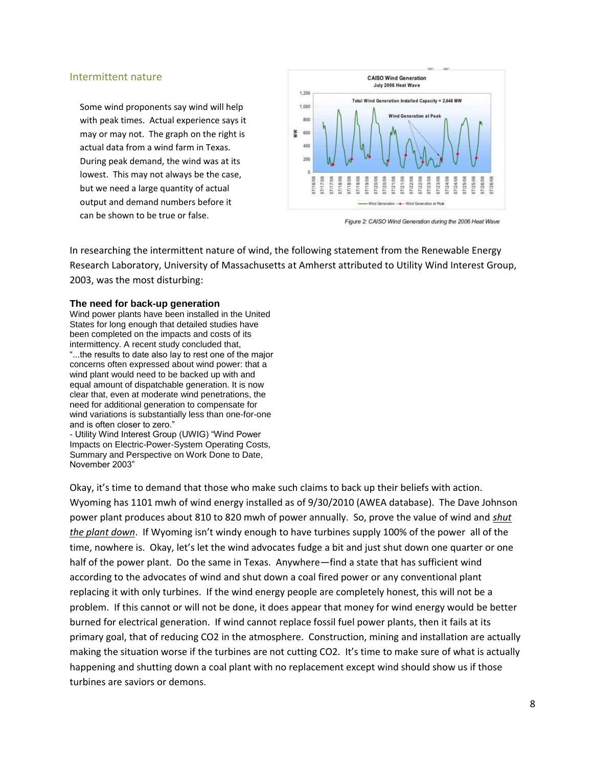## Intermittent nature

Some wind proponents say wind will help with peak times. Actual experience says it may or may not. The graph on the right is actual data from a wind farm in Texas. During peak demand, the wind was at its lowest. This may not always be the case, but we need a large quantity of actual output and demand numbers before it can be shown to be true or false.

*Figure 2: CAISO Wind Generation during the 2006 Heat Wave*

In researching the intermittent nature of wind, the following statement from the Renewable Energy Research Laboratory, University of Massachusetts at Amherst attributed to Utility Wind Interest Group, 2003, was the most disturbing:

> **The need for back-up generation**
> Wind power plants have been installed in the United States for long enough that detailed studies have been completed on the impacts and costs of its intermittency. A recent study concluded that, "...the results to date also lay to rest one of the major concerns often expressed about wind power: that a wind plant would need to be backed up with and equal amount of dispatchable generation. It is now clear that, even at moderate wind penetrations, the need for additional generation to compensate for wind variations is substantially less than one-for-one and is often closer to zero."
> - Utility Wind Interest Group (UWIG) "Wind Power Impacts on Electric-Power-System Operating Costs, Summary and Perspective on Work Done to Date, November 2003"

Okay, it's time to demand that those who make such claims to back up their beliefs with action. Wyoming has 1101 mwh of wind energy installed as of 9/30/2010 (AWEA database). The Dave Johnson power plant produces about 810 to 820 mwh of power annually. So, prove the value of wind and ***shut the plant down***. If Wyoming isn't windy enough to have turbines supply 100% of the power all of the time, nowhere is. Okay, let's let the wind advocates fudge a bit and just shut down one quarter or one half of the power plant. Do the same in Texas. Anywhere—find a state that has sufficient wind according to the advocates of wind and shut down a coal fired power or any conventional plant replacing it with only turbines. If the wind energy people are completely honest, this will not be a problem. If this cannot or will not be done, it does appear that money for wind energy would be better burned for electrical generation. If wind cannot replace fossil fuel power plants, then it fails at its primary goal, that of reducing $CO_2$ in the atmosphere. Construction, mining and installation are actually making the situation worse if the turbines are not cutting $CO_2$. It's time to make sure of what is actually happening and shutting down a coal plant with no replacement except wind should show us if those turbines are saviors or demons.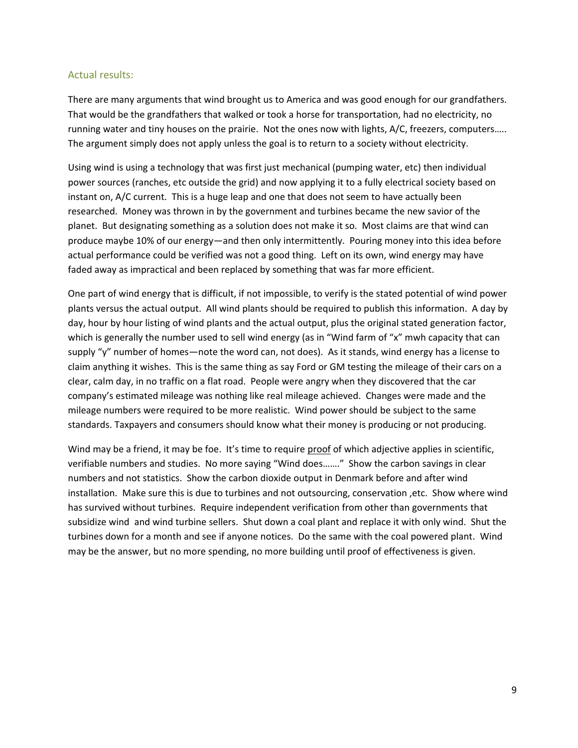## Actual results:

There are many arguments that wind brought us to America and was good enough for our grandfathers. That would be the grandfathers that walked or took a horse for transportation, had no electricity, no running water and tiny houses on the prairie. Not the ones now with lights, A/C, freezers, computers….. The argument simply does not apply unless the goal is to return to a society without electricity.

Using wind is using a technology that was first just mechanical (pumping water, etc) then individual power sources (ranches, etc outside the grid) and now applying it to a fully electrical society based on instant on, A/C current. This is a huge leap and one that does not seem to have actually been researched. Money was thrown in by the government and turbines became the new savior of the planet. But designating something as a solution does not make it so. Most claims are that wind can produce maybe 10% of our energy—and then only intermittently. Pouring money into this idea before actual performance could be verified was not a good thing. Left on its own, wind energy may have faded away as impractical and been replaced by something that was far more efficient.

One part of wind energy that is difficult, if not impossible, to verify is the stated potential of wind power plants versus the actual output. All wind plants should be required to publish this information. A day by day, hour by hour listing of wind plants and the actual output, plus the original stated generation factor, which is generally the number used to sell wind energy (as in "Wind farm of "x" mwh capacity that can supply "y" number of homes—note the word can, not does). As it stands, wind energy has a license to claim anything it wishes. This is the same thing as say Ford or GM testing the mileage of their cars on a clear, calm day, in no traffic on a flat road. People were angry when they discovered that the car company's estimated mileage was nothing like real mileage achieved. Changes were made and the mileage numbers were required to be more realistic. Wind power should be subject to the same standards. Taxpayers and consumers should know what their money is producing or not producing.

Wind may be a friend, it may be foe. It's time to require <u>proof</u> of which adjective applies in scientific, verifiable numbers and studies. No more saying "Wind does……." Show the carbon savings in clear numbers and not statistics. Show the carbon dioxide output in Denmark before and after wind installation. Make sure this is due to turbines and not outsourcing, conservation ,etc. Show where wind has survived without turbines. Require independent verification from other than governments that subsidize wind and wind turbine sellers. Shut down a coal plant and replace it with only wind. Shut the turbines down for a month and see if anyone notices. Do the same with the coal powered plant. Wind may be the answer, but no more spending, no more building until proof of effectiveness is given.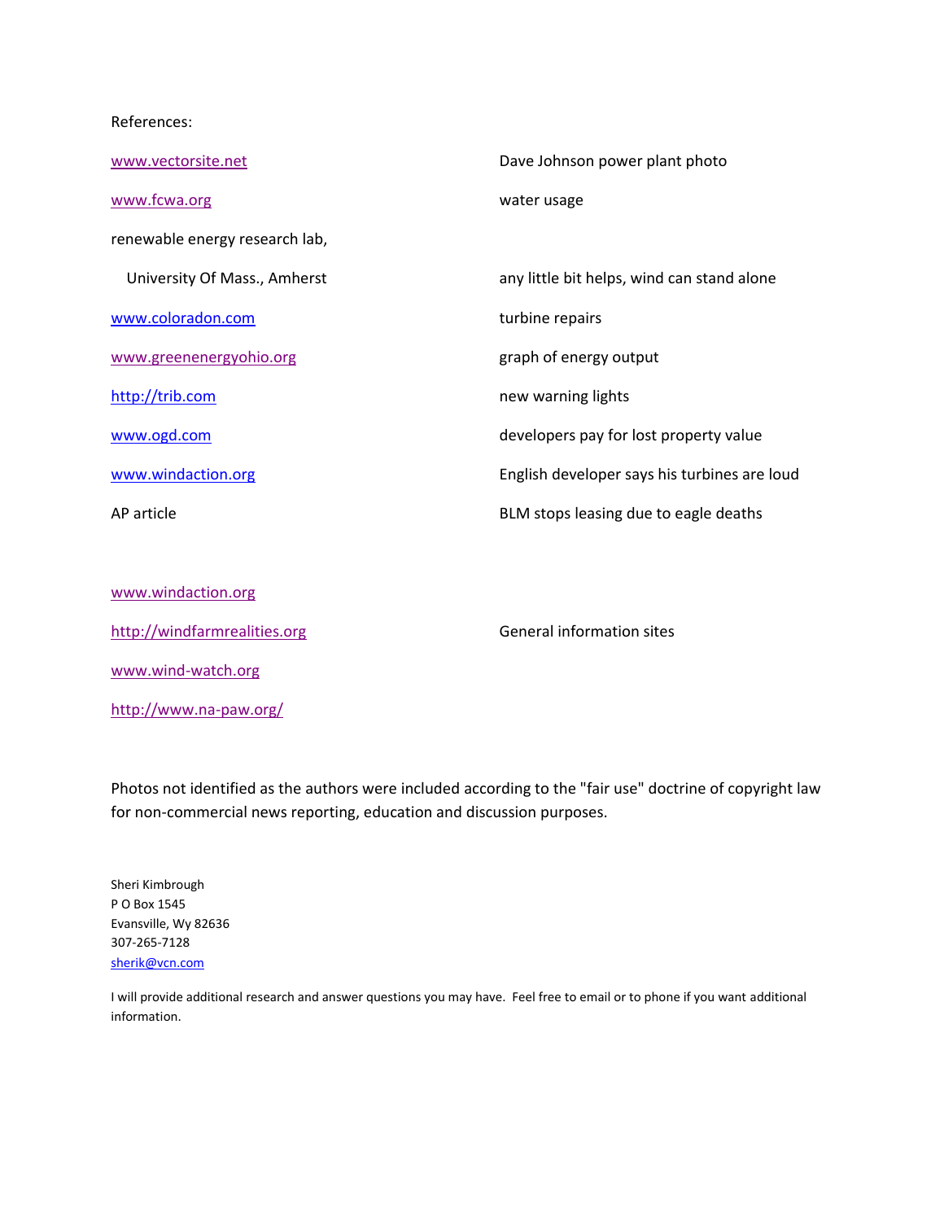References:

| | |
|---|---|
| www.vectorsite.net | Dave Johnson power plant photo |
| www.fcwa.org | water usage |
| renewable energy research lab, University Of Mass., Amherst | any little bit helps, wind can stand alone |
| www.coloradon.com | turbine repairs |
| www.greenenergyohio.org | graph of energy output |
| http://trib.com | new warning lights |
| www.ogd.com | developers pay for lost property value |
| www.windaction.org | English developer says his turbines are loud |
| AP article | BLM stops leasing due to eagle deaths |

General information sites:

- www.windaction.org
- http://windfarmrealities.org
- www.wind-watch.org
- http://www.na-paw.org/

Photos not identified as the authors were included according to the "fair use" doctrine of copyright law for non-commercial news reporting, education and discussion purposes.

Sheri Kimbrough
P O Box 1545
Evansville, Wy 82636
307-265-7128
sherik@vcn.com

I will provide additional research and answer questions you may have. Feel free to email or to phone if you want additional information.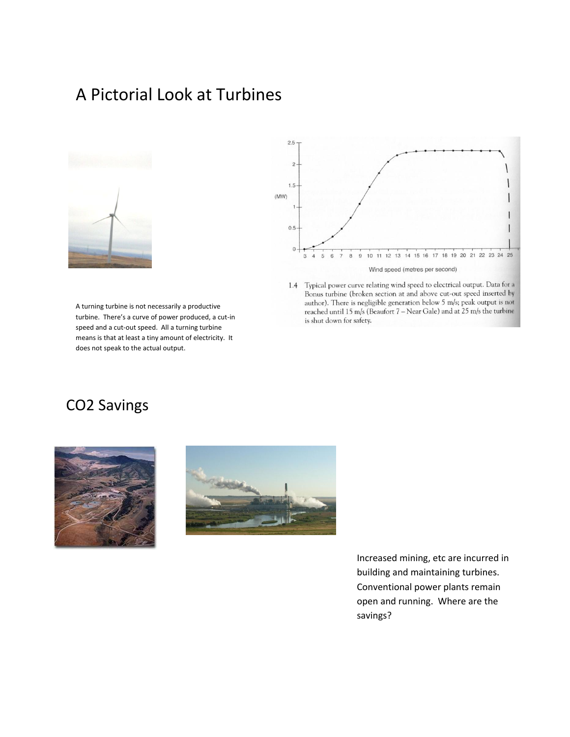# A Pictorial Look at Turbines

A turning turbine is not necessarily a productive turbine. There's a curve of power produced, a cut-in speed and a cut-out speed. All a turning turbine means is that at least a tiny amount of electricity. It does not speak to the actual output.

1.4 Typical power curve relating wind speed to electrical output. Data for a Bonus turbine (broken section at and above cut-out speed inserted by author). There is negligible generation below 5 m/s; peak output is not reached until 15 m/s (Beaufort 7 – Near Gale) and at 25 m/s the turbine is shut down for safety.

# $CO_2$ Savings

Increased mining, etc are incurred in building and maintaining turbines. Conventional power plants remain open and running. Where are the savings?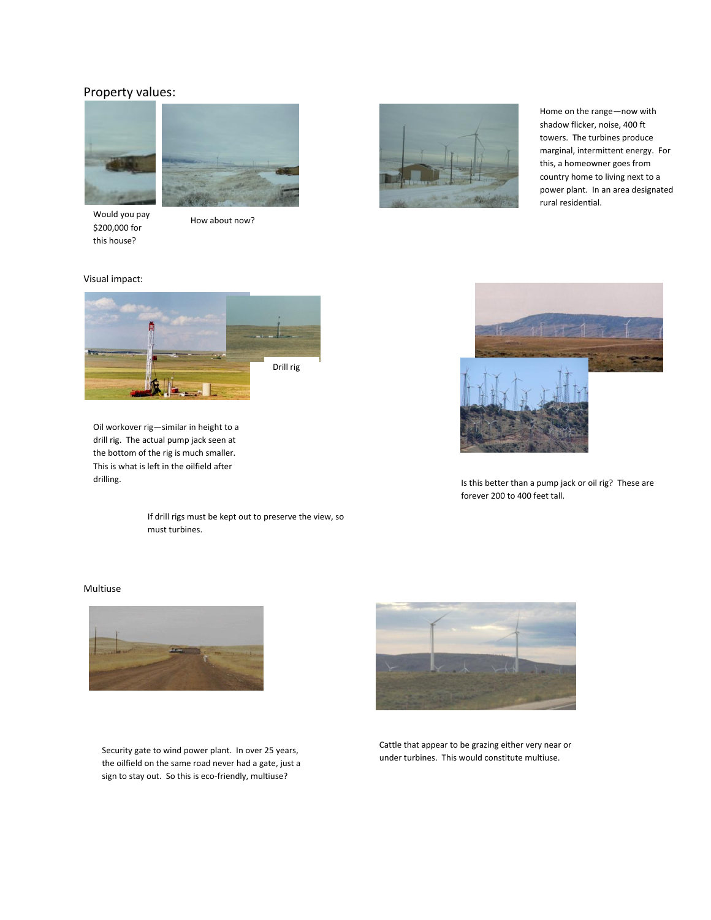## Property values:

Would you pay $200,000 for this house?

How about now?

Home on the range—now with shadow flicker, noise, 400 ft towers. The turbines produce marginal, intermittent energy. For this, a homeowner goes from country home to living next to a power plant. In an area designated rural residential.

## Visual impact:

Drill rig

Oil workover rig—similar in height to a drill rig. The actual pump jack seen at the bottom of the rig is much smaller. This is what is left in the oilfield after drilling.

Is this better than a pump jack or oil rig? These are forever 200 to 400 feet tall.

If drill rigs must be kept out to preserve the view, so must turbines.

## Multiuse

Security gate to wind power plant. In over 25 years, the oilfield on the same road never had a gate, just a sign to stay out. So this is eco-friendly, multiuse?

Cattle that appear to be grazing either very near or under turbines. This would constitute multiuse.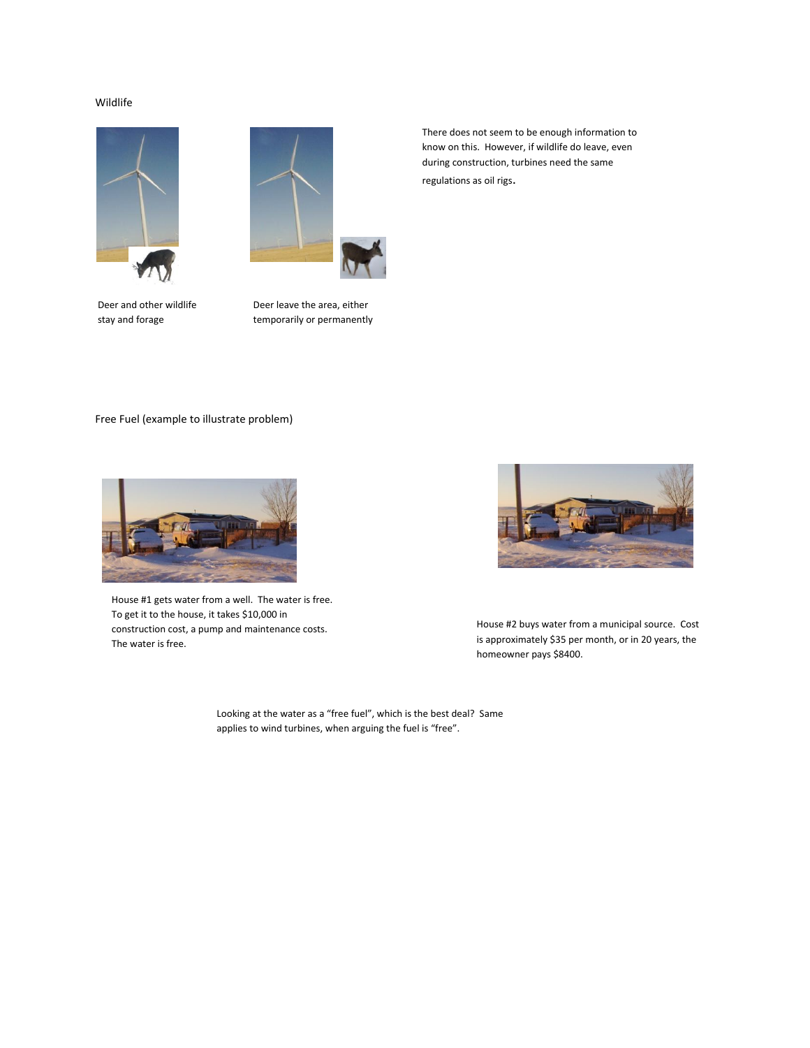## Wildlife

Deer and other wildlife stay and forage

Deer leave the area, either temporarily or permanently

There does not seem to be enough information to know on this. However, if wildlife do leave, even during construction, turbines need the same regulations as oil rigs.

## Free Fuel (example to illustrate problem)

House #1 gets water from a well. The water is free. To get it to the house, it takes $10,000 in construction cost, a pump and maintenance costs. The water is free.

House #2 buys water from a municipal source. Cost is approximately $35 per month, or in 20 years, the homeowner pays $8400.

Looking at the water as a "free fuel", which is the best deal? Same applies to wind turbines, when arguing the fuel is "free".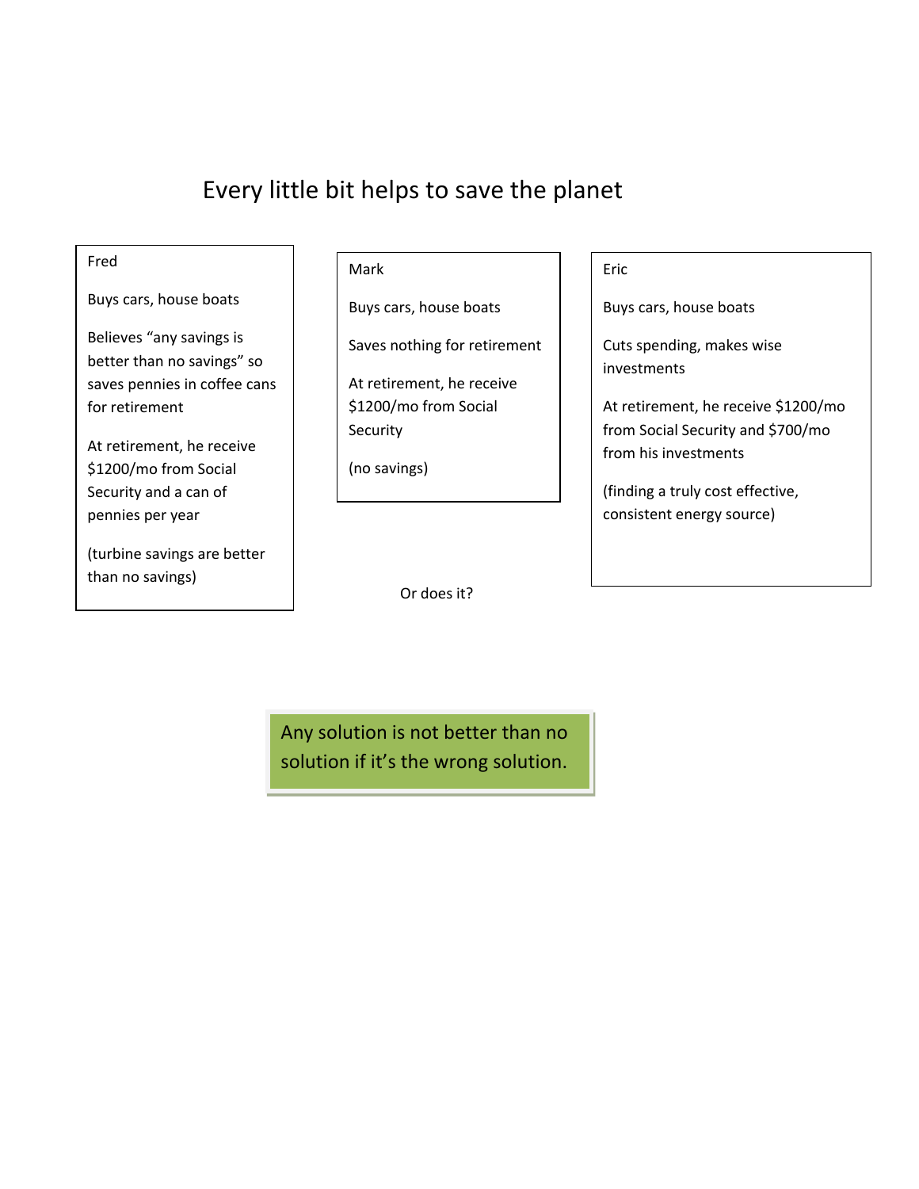# Every little bit helps to save the planet

**Fred**

Buys cars, house boats

Believes "any savings is better than no savings" so saves pennies in coffee cans for retirement

At retirement, he receive $1200/mo from Social Security and a can of pennies per year

(turbine savings are better than no savings)

**Mark**

Buys cars, house boats

Saves nothing for retirement

At retirement, he receive $1200/mo from Social Security

(no savings)

**Eric**

Buys cars, house boats

Cuts spending, makes wise investments

At retirement, he receive $1200/mo from Social Security and $700/mo from his investments

(finding a truly cost effective, consistent energy source)

Or does it?

**Any solution is not better than no solution if it's the wrong solution.**